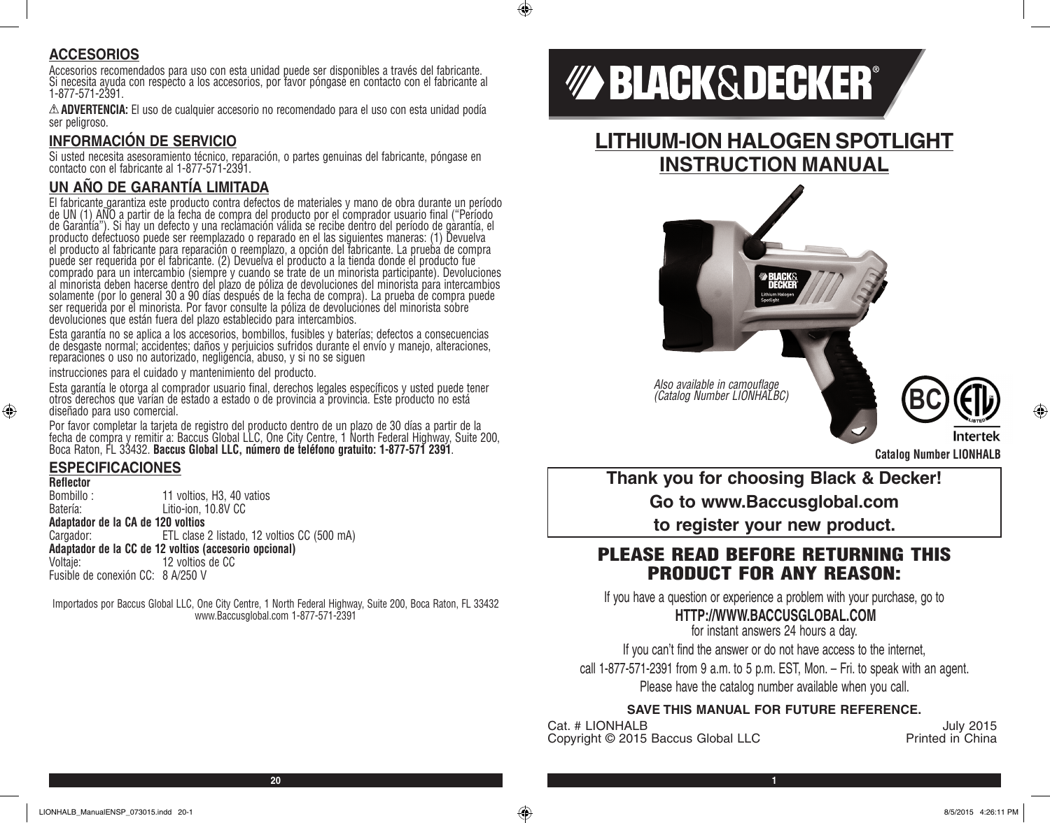## ACCESORIOS

Accesorios recomendados para uso con esta unidad puede ser disponibles a través del fabricante. Si necesita ayuda con respecto a los accesorios, por favor póngase en contacto con el fabricante al 1-877-571-2391.

⚠ **ADVERTENCIA:** El uso de cualquier accesorio no recomendado para el uso con esta unidad podía ser peligroso.

## INFORMACIÓN DE SERVICIO

Si usted necesita asesoramiento técnico, reparación, o partes genuinas del fabricante, póngase en contacto con el fabricante al 1-877-571-2391.

## UN AÑO DE GARANTÍA LIMITADA

El fabricante garantiza este producto contra defectos de materiales y mano de obra durante un período de UN (1) AÑO a partir de la fecha de compra del producto por el comprador usuario final ("Período de Garantía"). Si hay un defecto y una reclamación válida se recibe dentro del período de garantía, el producto defectuoso puede ser reemplazado o reparado en el las siguientes maneras: (1) Devuelva el producto al fabricante para reparación o reemplazo, a opción del fabricante. La prueba de compra puede ser requerida por el fabricante. (2) Devuelva el producto a la tienda donde el producto fue comprado para un intercambio (siempre y cuando se trate de un minorista participante). Devoluciones al minorista deben hacerse dentro del plazo de póliza de devoluciones del minorista para intercambios solamente (por lo general 30 a 90 días después de la fecha de compra). La prueba de compra puede ser requerida por el minorista. Por favor consulte la póliza de devoluciones del minorista sobre devoluciones que están fuera del plazo establecido para intercambios.

Esta garantía no se aplica a los accesorios, bombillos, fusibles y baterías; defectos a consecuencias de desgaste normal; accidentes; daños y perjuicios sufridos durante el envío y manejo, alteraciones, reparaciones o uso no autorizado, negligencia, abuso, y si no se siguen

instrucciones para el cuidado y mantenimiento del producto.

Esta garantía le otorga al comprador usuario final, derechos legales específicos y usted puede tener otros derechos que varían de estado a estado o de provincia a provincia. Este producto no está diseñado para uso comercial.

Por favor completar la tarjeta de registro del producto dentro de un plazo de 30 días a partir de la fecha de compra y remitir a: Baccus Global LLC, One City Centre, 1 North Federal Highway, Suite 200, Boca Raton, FL 33432. **Baccus Global LLC, número de teléfono gratuito: 1-877-571 2391**.

## ESPECIFICACIONES

**Reflector**

Bombillo : 11 voltios, H3, 40 vatios
Batería: Litio-ion, 10.8V CC

**Adaptador de la CA de 120 voltios**

Cargador: ETL clase 2 listado, 12 voltios CC (500 mA)

**Adaptador de la CC de 12 voltios (accesorio opcional)**

Voltaje: 12 voltios de CC
Fusible de conexión CC: 8 A/250 V

Importados por Baccus Global LLC, One City Centre, 1 North Federal Highway, Suite 200, Boca Raton, FL 33432
www.Baccusglobal.com 1-877-571-2391

# BLACK&DECKER®

# LITHIUM-ION HALOGEN SPOTLIGHT
## INSTRUCTION MANUAL

*Also available in camouflage (Catalog Number LIONHALBC)*

**Catalog Number LIONHALB**

**Thank you for choosing Black & Decker!**
**Go to www.Baccusglobal.com**
**to register your new product.**

## PLEASE READ BEFORE RETURNING THIS PRODUCT FOR ANY REASON:

If you have a question or experience a problem with your purchase, go to

**HTTP://WWW.BACCUSGLOBAL.COM**

for instant answers 24 hours a day.

If you can't find the answer or do not have access to the internet,

call 1-877-571-2391 from 9 a.m. to 5 p.m. EST, Mon. – Fri. to speak with an agent.

Please have the catalog number available when you call.

**SAVE THIS MANUAL FOR FUTURE REFERENCE.**

Cat. # LIONHALB — July 2015
Copyright © 2015 Baccus Global LLC — Printed in China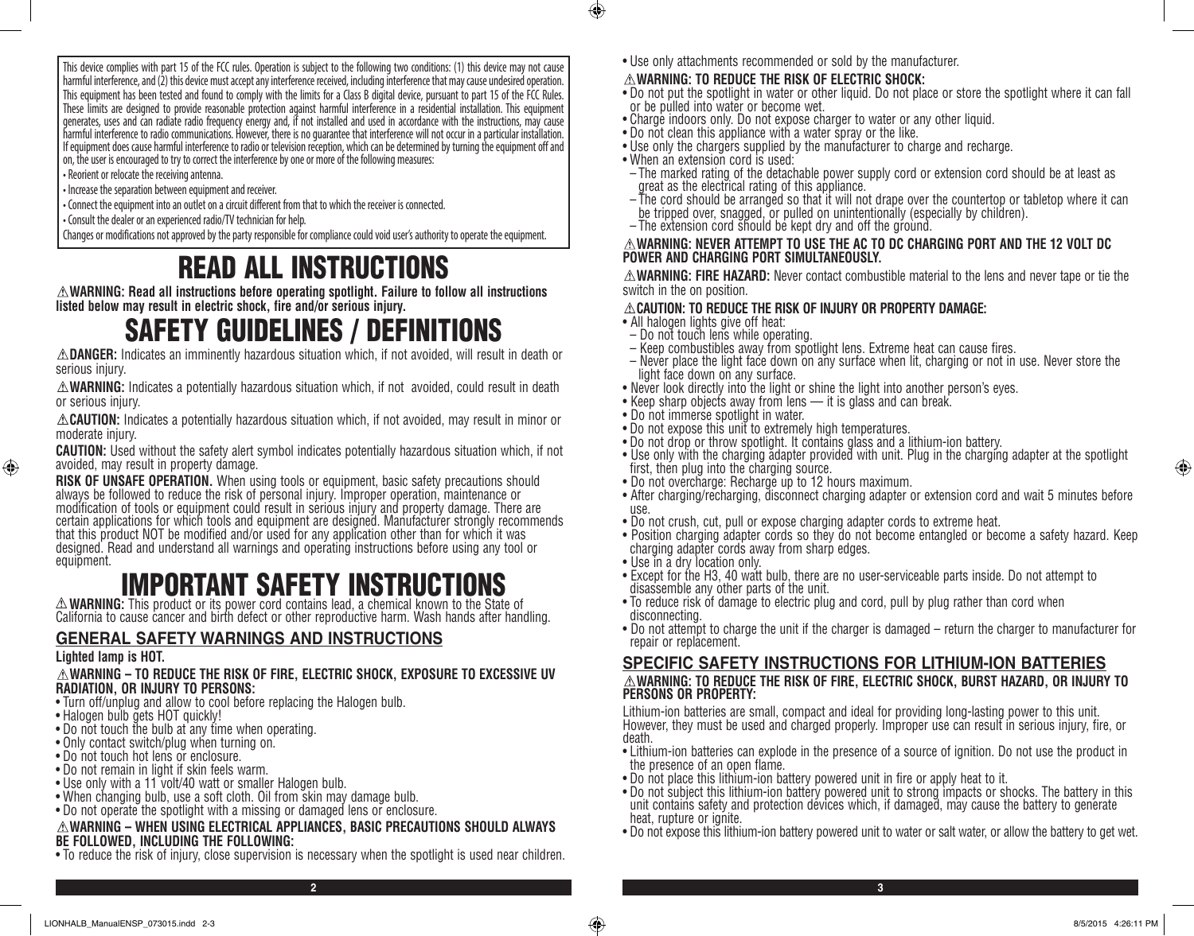This device complies with part 15 of the FCC rules. Operation is subject to the following two conditions: (1) this device may not cause harmful interference, and (2) this device must accept any interference received, including interference that may cause undesired operation. This equipment has been tested and found to comply with the limits for a Class B digital device, pursuant to part 15 of the FCC Rules. These limits are designed to provide reasonable protection against harmful interference in a residential installation. This equipment generates, uses and can radiate radio frequency energy and, if not installed and used in accordance with the instructions, may cause harmful interference to radio communications. However, there is no guarantee that interference will not occur in a particular installation. If equipment does cause harmful interference to radio or television reception, which can be determined by turning the equipment off and on, the user is encouraged to try to correct the interference by one or more of the following measures:

- Reorient or relocate the receiving antenna.
- Increase the separation between equipment and receiver.
- Connect the equipment into an outlet on a circuit different from that to which the receiver is connected.
- Consult the dealer or an experienced radio/TV technician for help.

Changes or modifications not approved by the party responsible for compliance could void user's authority to operate the equipment.

# READ ALL INSTRUCTIONS

**⚠WARNING: Read all instructions before operating spotlight. Failure to follow all instructions listed below may result in electric shock, fire and/or serious injury.**

# SAFETY GUIDELINES / DEFINITIONS

**⚠DANGER:** Indicates an imminently hazardous situation which, if not avoided, will result in death or serious injury.

**⚠WARNING:** Indicates a potentially hazardous situation which, if not avoided, could result in death or serious injury.

**⚠CAUTION:** Indicates a potentially hazardous situation which, if not avoided, may result in minor or moderate injury.

**CAUTION:** Used without the safety alert symbol indicates potentially hazardous situation which, if not avoided, may result in property damage.

**RISK OF UNSAFE OPERATION.** When using tools or equipment, basic safety precautions should always be followed to reduce the risk of personal injury. Improper operation, maintenance or modification of tools or equipment could result in serious injury and property damage. There are certain applications for which tools and equipment are designed. Manufacturer strongly recommends that this product NOT be modified and/or used for any application other than for which it was designed. Read and understand all warnings and operating instructions before using any tool or equipment.

# IMPORTANT SAFETY INSTRUCTIONS

**⚠WARNING:** This product or its power cord contains lead, a chemical known to the State of California to cause cancer and birth defect or other reproductive harm. Wash hands after handling.

## GENERAL SAFETY WARNINGS AND INSTRUCTIONS

**Lighted lamp is HOT.**

**⚠WARNING – TO REDUCE THE RISK OF FIRE, ELECTRIC SHOCK, EXPOSURE TO EXCESSIVE UV RADIATION, OR INJURY TO PERSONS:**

- Turn off/unplug and allow to cool before replacing the Halogen bulb.
- Halogen bulb gets HOT quickly!
- Do not touch the bulb at any time when operating.
- Only contact switch/plug when turning on.
- Do not touch hot lens or enclosure.
- Do not remain in light if skin feels warm.
- Use only with a 11 volt/40 watt or smaller Halogen bulb.
- When changing bulb, use a soft cloth. Oil from skin may damage bulb.
- Do not operate the spotlight with a missing or damaged lens or enclosure.

**⚠WARNING – WHEN USING ELECTRICAL APPLIANCES, BASIC PRECAUTIONS SHOULD ALWAYS BE FOLLOWED, INCLUDING THE FOLLOWING:**

- To reduce the risk of injury, close supervision is necessary when the spotlight is used near children.
- Use only attachments recommended or sold by the manufacturer.

**⚠WARNING: TO REDUCE THE RISK OF ELECTRIC SHOCK:**

- Do not put the spotlight in water or other liquid. Do not place or store the spotlight where it can fall or be pulled into water or become wet.
- Charge indoors only. Do not expose charger to water or any other liquid.
- Do not clean this appliance with a water spray or the like.
- Use only the chargers supplied by the manufacturer to charge and recharge.
- When an extension cord is used:
  - The marked rating of the detachable power supply cord or extension cord should be at least as great as the electrical rating of this appliance.
  - The cord should be arranged so that it will not drape over the countertop or tabletop where it can be tripped over, snagged, or pulled on unintentionally (especially by children).
  - The extension cord should be kept dry and off the ground.

**⚠WARNING: NEVER ATTEMPT TO USE THE AC TO DC CHARGING PORT AND THE 12 VOLT DC POWER AND CHARGING PORT SIMULTANEOUSLY.**

**⚠WARNING: FIRE HAZARD:** Never contact combustible material to the lens and never tape or tie the switch in the on position.

**⚠CAUTION: TO REDUCE THE RISK OF INJURY OR PROPERTY DAMAGE:**

- All halogen lights give off heat:
  - Do not touch lens while operating.
  - Keep combustibles away from spotlight lens. Extreme heat can cause fires.
  - Never place the light face down on any surface when lit, charging or not in use. Never store the light face down on any surface.
- Never look directly into the light or shine the light into another person's eyes.
- Keep sharp objects away from lens — it is glass and can break.
- Do not immerse spotlight in water.
- Do not expose this unit to extremely high temperatures.
- Do not drop or throw spotlight. It contains glass and a lithium-ion battery.
- Use only with the charging adapter provided with unit. Plug in the charging adapter at the spotlight first, then plug into the charging source.
- Do not overcharge: Recharge up to 12 hours maximum.
- After charging/recharging, disconnect charging adapter or extension cord and wait 5 minutes before use.
- Do not crush, cut, pull or expose charging adapter cords to extreme heat.
- Position charging adapter cords so they do not become entangled or become a safety hazard. Keep charging adapter cords away from sharp edges.
- Use in a dry location only.
- Except for the H3, 40 watt bulb, there are no user-serviceable parts inside. Do not attempt to disassemble any other parts of the unit.
- To reduce risk of damage to electric plug and cord, pull by plug rather than cord when disconnecting.
- Do not attempt to charge the unit if the charger is damaged – return the charger to manufacturer for repair or replacement.

## SPECIFIC SAFETY INSTRUCTIONS FOR LITHIUM-ION BATTERIES

**⚠WARNING: TO REDUCE THE RISK OF FIRE, ELECTRIC SHOCK, BURST HAZARD, OR INJURY TO PERSONS OR PROPERTY:**

Lithium-ion batteries are small, compact and ideal for providing long-lasting power to this unit. However, they must be used and charged properly. Improper use can result in serious injury, fire, or death.

- Lithium-ion batteries can explode in the presence of a source of ignition. Do not use the product in the presence of an open flame.
- Do not place this lithium-ion battery powered unit in fire or apply heat to it.
- Do not subject this lithium-ion battery powered unit to strong impacts or shocks. The battery in this unit contains safety and protection devices which, if damaged, may cause the battery to generate heat, rupture or ignite.
- Do not expose this lithium-ion battery powered unit to water or salt water, or allow the battery to get wet.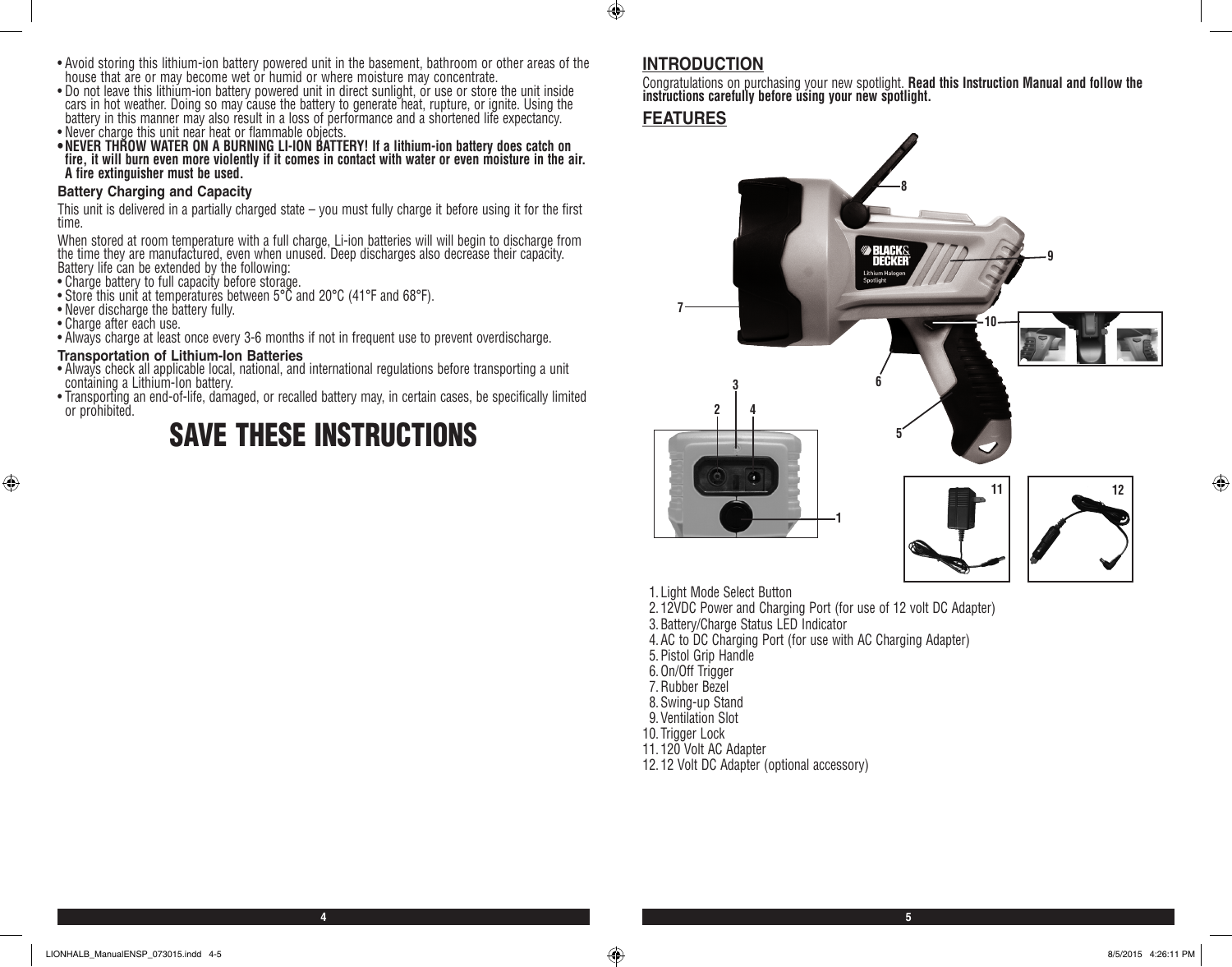- Avoid storing this lithium-ion battery powered unit in the basement, bathroom or other areas of the house that are or may become wet or humid or where moisture may concentrate.
- Do not leave this lithium-ion battery powered unit in direct sunlight, or use or store the unit inside cars in hot weather. Doing so may cause the battery to generate heat, rupture, or ignite. Using the battery in this manner may also result in a loss of performance and a shortened life expectancy.
- Never charge this unit near heat or flammable objects.
- **NEVER THROW WATER ON A BURNING LI-ION BATTERY! If a lithium-ion battery does catch on fire, it will burn even more violently if it comes in contact with water or even moisture in the air. A fire extinguisher must be used.**

### Battery Charging and Capacity

This unit is delivered in a partially charged state – you must fully charge it before using it for the first time.

When stored at room temperature with a full charge, Li-ion batteries will will begin to discharge from the time they are manufactured, even when unused. Deep discharges also decrease their capacity. Battery life can be extended by the following:

- Charge battery to full capacity before storage.
- Store this unit at temperatures between 5°C and 20°C (41°F and 68°F).
- Never discharge the battery fully.
- Charge after each use.
- Always charge at least once every 3-6 months if not in frequent use to prevent overdischarge.

### Transportation of Lithium-Ion Batteries

- Always check all applicable local, national, and international regulations before transporting a unit containing a Lithium-Ion battery.
- Transporting an end-of-life, damaged, or recalled battery may, in certain cases, be specifically limited or prohibited.

# SAVE THESE INSTRUCTIONS

## INTRODUCTION

Congratulations on purchasing your new spotlight. **Read this Instruction Manual and follow the instructions carefully before using your new spotlight.**

## FEATURES

1. Light Mode Select Button
2. 12VDC Power and Charging Port (for use of 12 volt DC Adapter)
3. Battery/Charge Status LED Indicator
4. AC to DC Charging Port (for use with AC Charging Adapter)
5. Pistol Grip Handle
6. On/Off Trigger
7. Rubber Bezel
8. Swing-up Stand
9. Ventilation Slot
10. Trigger Lock
11. 120 Volt AC Adapter
12. 12 Volt DC Adapter (optional accessory)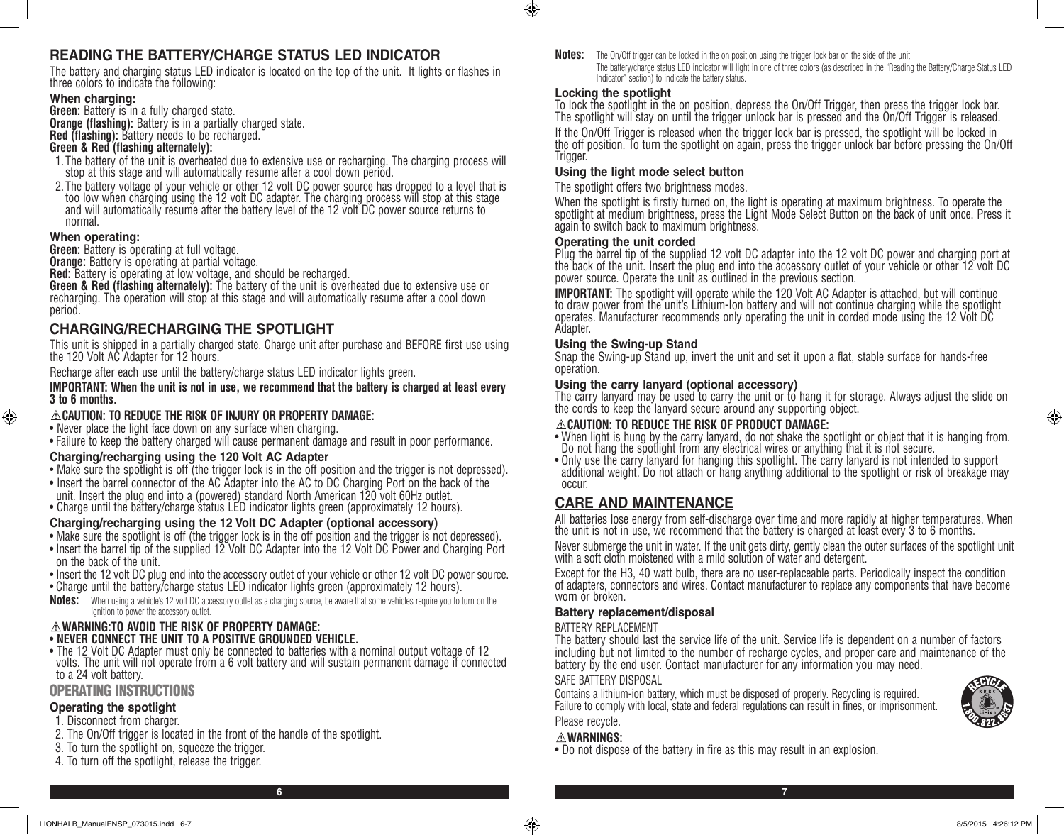## READING THE BATTERY/CHARGE STATUS LED INDICATOR

The battery and charging status LED indicator is located on the top of the unit. It lights or flashes in three colors to indicate the following:

**When charging:**

**Green:** Battery is in a fully charged state.
**Orange (flashing):** Battery is in a partially charged state.
**Red (flashing):** Battery needs to be recharged.
**Green & Red (flashing alternately):**

1. The battery of the unit is overheated due to extensive use or recharging. The charging process will stop at this stage and will automatically resume after a cool down period.
2. The battery voltage of your vehicle or other 12 volt DC power source has dropped to a level that is too low when charging using the 12 volt DC adapter. The charging process will stop at this stage and will automatically resume after the battery level of the 12 volt DC power source returns to normal.

**When operating:**

**Green:** Battery is operating at full voltage.
**Orange:** Battery is operating at partial voltage.
**Red:** Battery is operating at low voltage, and should be recharged.
**Green & Red (flashing alternately):** The battery of the unit is overheated due to extensive use or recharging. The operation will stop at this stage and will automatically resume after a cool down period.

## CHARGING/RECHARGING THE SPOTLIGHT

This unit is shipped in a partially charged state. Charge unit after purchase and BEFORE first use using the 120 Volt AC Adapter for 12 hours.

Recharge after each use until the battery/charge status LED indicator lights green.

**IMPORTANT: When the unit is not in use, we recommend that the battery is charged at least every 3 to 6 months.**

**⚠CAUTION: TO REDUCE THE RISK OF INJURY OR PROPERTY DAMAGE:**

- Never place the light face down on any surface when charging.
- Failure to keep the battery charged will cause permanent damage and result in poor performance.

### Charging/recharging using the 120 Volt AC Adapter

- Make sure the spotlight is off (the trigger lock is in the off position and the trigger is not depressed).
- Insert the barrel connector of the AC Adapter into the AC to DC Charging Port on the back of the unit. Insert the plug end into a (powered) standard North American 120 volt 60Hz outlet.
- Charge until the battery/charge status LED indicator lights green (approximately 12 hours).

### Charging/recharging using the 12 Volt DC Adapter (optional accessory)

- Make sure the spotlight is off (the trigger lock is in the off position and the trigger is not depressed).
- Insert the barrel tip of the supplied 12 Volt DC Adapter into the 12 Volt DC Power and Charging Port on the back of the unit.
- Insert the 12 volt DC plug end into the accessory outlet of your vehicle or other 12 volt DC power source.
- Charge until the battery/charge status LED indicator lights green (approximately 12 hours).

**Notes:** When using a vehicle's 12 volt DC accessory outlet as a charging source, be aware that some vehicles require you to turn on the ignition to power the accessory outlet.

**⚠WARNING:TO AVOID THE RISK OF PROPERTY DAMAGE:**

- **NEVER CONNECT THE UNIT TO A POSITIVE GROUNDED VEHICLE.**
- The 12 Volt DC Adapter must only be connected to batteries with a nominal output voltage of 12 volts. The unit will not operate from a 6 volt battery and will sustain permanent damage if connected to a 24 volt battery.

## OPERATING INSTRUCTIONS

### Operating the spotlight

1. Disconnect from charger.
2. The On/Off trigger is located in the front of the handle of the spotlight.
3. To turn the spotlight on, squeeze the trigger.
4. To turn off the spotlight, release the trigger.

**Notes:** The On/Off trigger can be locked in the on position using the trigger lock bar on the side of the unit.
The battery/charge status LED indicator will light in one of three colors (as described in the "Reading the Battery/Charge Status LED Indicator" section) to indicate the battery status.

### Locking the spotlight

To lock the spotlight in the on position, depress the On/Off Trigger, then press the trigger lock bar. The spotlight will stay on until the trigger unlock bar is pressed and the On/Off Trigger is released.

If the On/Off Trigger is released when the trigger lock bar is pressed, the spotlight will be locked in the off position. To turn the spotlight on again, press the trigger unlock bar before pressing the On/Off Trigger.

### Using the light mode select button

The spotlight offers two brightness modes.

When the spotlight is firstly turned on, the light is operating at maximum brightness. To operate the spotlight at medium brightness, press the Light Mode Select Button on the back of unit once. Press it again to switch back to maximum brightness.

### Operating the unit corded

Plug the barrel tip of the supplied 12 volt DC adapter into the 12 volt DC power and charging port at the back of the unit. Insert the plug end into the accessory outlet of your vehicle or other 12 volt DC power source. Operate the unit as outlined in the previous section.

**IMPORTANT:** The spotlight will operate while the 120 Volt AC Adapter is attached, but will continue to draw power from the unit's Lithium-Ion battery and will not continue charging while the spotlight operates. Manufacturer recommends only operating the unit in corded mode using the 12 Volt DC Adapter.

### Using the Swing-up Stand

Snap the Swing-up Stand up, invert the unit and set it upon a flat, stable surface for hands-free operation.

### Using the carry lanyard (optional accessory)

The carry lanyard may be used to carry the unit or to hang it for storage. Always adjust the slide on the cords to keep the lanyard secure around any supporting object.

**⚠CAUTION: TO REDUCE THE RISK OF PRODUCT DAMAGE:**

- When light is hung by the carry lanyard, do not shake the spotlight or object that it is hanging from. Do not hang the spotlight from any electrical wires or anything that it is not secure.
- Only use the carry lanyard for hanging this spotlight. The carry lanyard is not intended to support additional weight. Do not attach or hang anything additional to the spotlight or risk of breakage may occur.

## CARE AND MAINTENANCE

All batteries lose energy from self-discharge over time and more rapidly at higher temperatures. When the unit is not in use, we recommend that the battery is charged at least every 3 to 6 months.

Never submerge the unit in water. If the unit gets dirty, gently clean the outer surfaces of the spotlight unit with a soft cloth moistened with a mild solution of water and detergent.

Except for the H3, 40 watt bulb, there are no user-replaceable parts. Periodically inspect the condition of adapters, connectors and wires. Contact manufacturer to replace any components that have become worn or broken.

### Battery replacement/disposal

BATTERY REPLACEMENT

The battery should last the service life of the unit. Service life is dependent on a number of factors including but not limited to the number of recharge cycles, and proper care and maintenance of the battery by the end user. Contact manufacturer for any information you may need.

SAFE BATTERY DISPOSAL

Contains a lithium-ion battery, which must be disposed of properly. Recycling is required. Failure to comply with local, state and federal regulations can result in fines, or imprisonment.

Please recycle.

RECYCLE RBRC Li-ion 1.800.822.8837

**⚠WARNINGS:**

- Do not dispose of the battery in fire as this may result in an explosion.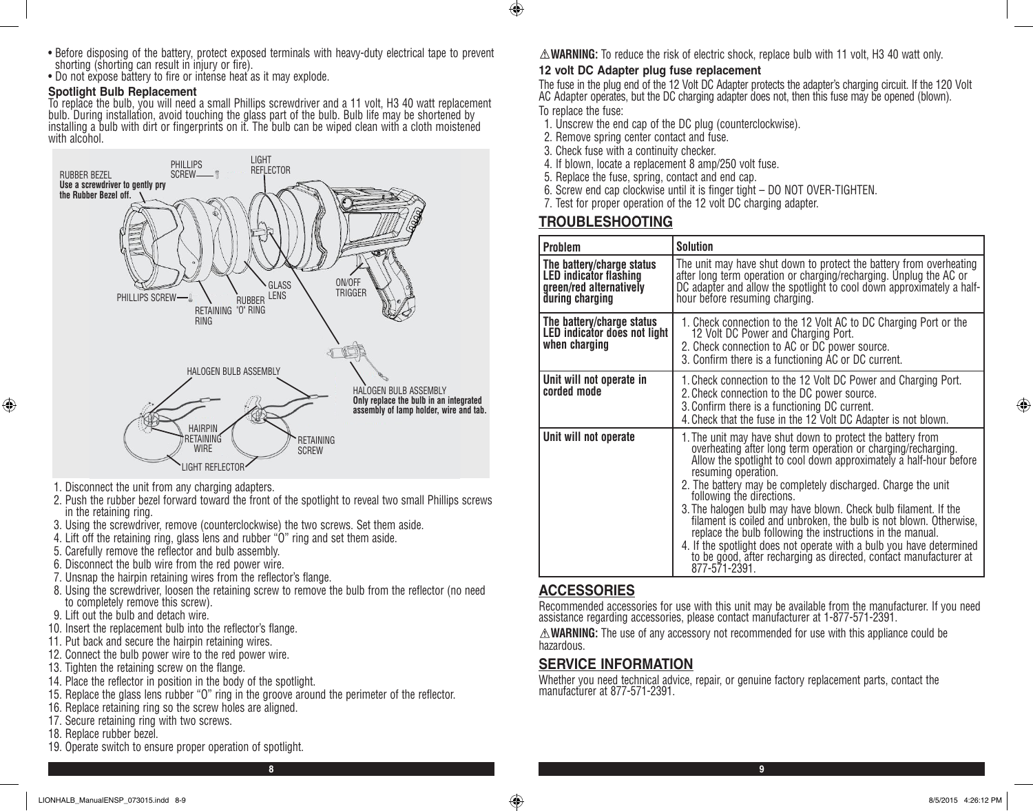- Before disposing of the battery, protect exposed terminals with heavy-duty electrical tape to prevent shorting (shorting can result in injury or fire).
- Do not expose battery to fire or intense heat as it may explode.

### Spotlight Bulb Replacement

To replace the bulb, you will need a small Phillips screwdriver and a 11 volt, H3 40 watt replacement bulb. During installation, avoid touching the glass part of the bulb. Bulb life may be shortened by installing a bulb with dirt or fingerprints on it. The bulb can be wiped clean with a cloth moistened with alcohol.

RUBBER BEZEL
**Use a screwdriver to gently pry the Rubber Bezel off.**

PHILLIPS SCREW — LIGHT REFLECTOR — PHILLIPS SCREW — RETAINING RING — RUBBER 'O' RING — GLASS LENS — ON/OFF TRIGGER

HALOGEN BULB ASSEMBLY — HAIRPIN RETAINING WIRE — LIGHT REFLECTOR — RETAINING SCREW

HALOGEN BULB ASSEMBLY
**Only replace the bulb in an integrated assembly of lamp holder, wire and tab.**

1. Disconnect the unit from any charging adapters.
2. Push the rubber bezel forward toward the front of the spotlight to reveal two small Phillips screws in the retaining ring.
3. Using the screwdriver, remove (counterclockwise) the two screws. Set them aside.
4. Lift off the retaining ring, glass lens and rubber "O" ring and set them aside.
5. Carefully remove the reflector and bulb assembly.
6. Disconnect the bulb wire from the red power wire.
7. Unsnap the hairpin retaining wires from the reflector's flange.
8. Using the screwdriver, loosen the retaining screw to remove the bulb from the reflector (no need to completely remove this screw).
9. Lift out the bulb and detach wire.
10. Insert the replacement bulb into the reflector's flange.
11. Put back and secure the hairpin retaining wires.
12. Connect the bulb power wire to the red power wire.
13. Tighten the retaining screw on the flange.
14. Place the reflector in position in the body of the spotlight.
15. Replace the glass lens rubber "O" ring in the groove around the perimeter of the reflector.
16. Replace retaining ring so the screw holes are aligned.
17. Secure retaining ring with two screws.
18. Replace rubber bezel.
19. Operate switch to ensure proper operation of spotlight.

⚠ **WARNING:** To reduce the risk of electric shock, replace bulb with 11 volt, H3 40 watt only.

**12 volt DC Adapter plug fuse replacement**

The fuse in the plug end of the 12 Volt DC Adapter protects the adapter's charging circuit. If the 120 Volt AC Adapter operates, but the DC charging adapter does not, then this fuse may be opened (blown).

To replace the fuse:

1. Unscrew the end cap of the DC plug (counterclockwise).
2. Remove spring center contact and fuse.
3. Check fuse with a continuity checker.
4. If blown, locate a replacement 8 amp/250 volt fuse.
5. Replace the fuse, spring, contact and end cap.
6. Screw end cap clockwise until it is finger tight – DO NOT OVER-TIGHTEN.
7. Test for proper operation of the 12 volt DC charging adapter.

## TROUBLESHOOTING

| Problem | Solution |
|---|---|
| **The battery/charge status LED indicator flashing green/red alternatively during charging** | The unit may have shut down to protect the battery from overheating after long term operation or charging/recharging. Unplug the AC or DC adapter and allow the spotlight to cool down approximately a half-hour before resuming charging. |
| **The battery/charge status LED indicator does not light when charging** | 1. Check connection to the 12 Volt AC to DC Charging Port or the 12 Volt DC Power and Charging Port. 2. Check connection to AC or DC power source. 3. Confirm there is a functioning AC or DC current. |
| **Unit will not operate in corded mode** | 1. Check connection to the 12 Volt DC Power and Charging Port. 2. Check connection to the DC power source. 3. Confirm there is a functioning DC current. 4. Check that the fuse in the 12 Volt DC Adapter is not blown. |
| **Unit will not operate** | 1. The unit may have shut down to protect the battery from overheating after long term operation or charging/recharging. Allow the spotlight to cool down approximately a half-hour before resuming operation. 2. The battery may be completely discharged. Charge the unit following the directions. 3. The halogen bulb may have blown. Check bulb filament. If the filament is coiled and unbroken, the bulb is not blown. Otherwise, replace the bulb following the instructions in the manual. 4. If the spotlight does not operate with a bulb you have determined to be good, after recharging as directed, contact manufacturer at 877-571-2391. |

## ACCESSORIES

Recommended accessories for use with this unit may be available from the manufacturer. If you need assistance regarding accessories, please contact manufacturer at 1-877-571-2391.

⚠ **WARNING:** The use of any accessory not recommended for use with this appliance could be hazardous.

## SERVICE INFORMATION

Whether you need technical advice, repair, or genuine factory replacement parts, contact the manufacturer at 877-571-2391.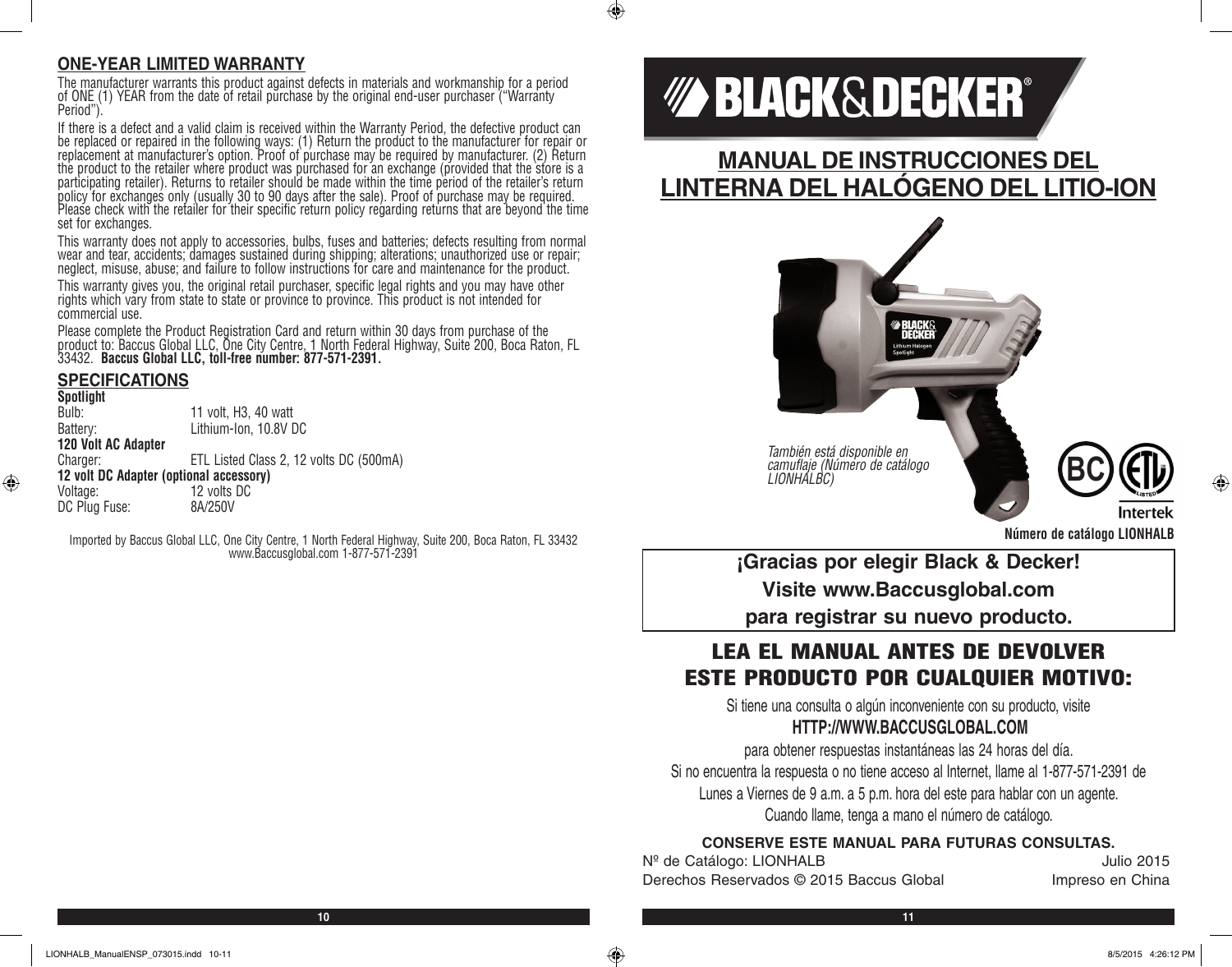## ONE-YEAR LIMITED WARRANTY

The manufacturer warrants this product against defects in materials and workmanship for a period of ONE (1) YEAR from the date of retail purchase by the original end-user purchaser ("Warranty Period").

If there is a defect and a valid claim is received within the Warranty Period, the defective product can be replaced or repaired in the following ways: (1) Return the product to the manufacturer for repair or replacement at manufacturer's option. Proof of purchase may be required by manufacturer. (2) Return the product to the retailer where product was purchased for an exchange (provided that the store is a participating retailer). Returns to retailer should be made within the time period of the retailer's return policy for exchanges only (usually 30 to 90 days after the sale). Proof of purchase may be required. Please check with the retailer for their specific return policy regarding returns that are beyond the time set for exchanges.

This warranty does not apply to accessories, bulbs, fuses and batteries; defects resulting from normal wear and tear, accidents; damages sustained during shipping; alterations; unauthorized use or repair; neglect, misuse, abuse; and failure to follow instructions for care and maintenance for the product.

This warranty gives you, the original retail purchaser, specific legal rights and you may have other rights which vary from state to state or province to province. This product is not intended for commercial use.

Please complete the Product Registration Card and return within 30 days from purchase of the product to: Baccus Global LLC, One City Centre, 1 North Federal Highway, Suite 200, Boca Raton, FL 33432. **Baccus Global LLC, toll-free number: 877-571-2391.**

## SPECIFICATIONS

**Spotlight**

| | |
|---|---|
| Bulb: | 11 volt, H3, 40 watt |
| Battery: | Lithium-Ion, 10.8V DC |
| **120 Volt AC Adapter** | |
| Charger: | ETL Listed Class 2, 12 volts DC (500mA) |
| **12 volt DC Adapter (optional accessory)** | |
| Voltage: | 12 volts DC |
| DC Plug Fuse: | 8A/250V |

Imported by Baccus Global LLC, One City Centre, 1 North Federal Highway, Suite 200, Boca Raton, FL 33432
www.Baccusglobal.com 1-877-571-2391

BLACK&DECKER®

# MANUAL DE INSTRUCCIONES DEL LINTERNA DEL HALÓGENO DEL LITIO-ION

*También está disponible en camuflaje (Número de catálogo LIONHALBC)*

Intertek

**Número de catálogo LIONHALB**

**¡Gracias por elegir Black & Decker!**
**Visite www.Baccusglobal.com**
**para registrar su nuevo producto.**

## LEA EL MANUAL ANTES DE DEVOLVER ESTE PRODUCTO POR CUALQUIER MOTIVO:

Si tiene una consulta o algún inconveniente con su producto, visite

**HTTP://WWW.BACCUSGLOBAL.COM**

para obtener respuestas instantáneas las 24 horas del día.

Si no encuentra la respuesta o no tiene acceso al Internet, llame al 1-877-571-2391 de Lunes a Viernes de 9 a.m. a 5 p.m. hora del este para hablar con un agente.

Cuando llame, tenga a mano el número de catálogo.

**CONSERVE ESTE MANUAL PARA FUTURAS CONSULTAS.**

Nº de Catálogo: LIONHALB — Julio 2015

Derechos Reservados © 2015 Baccus Global — Impreso en China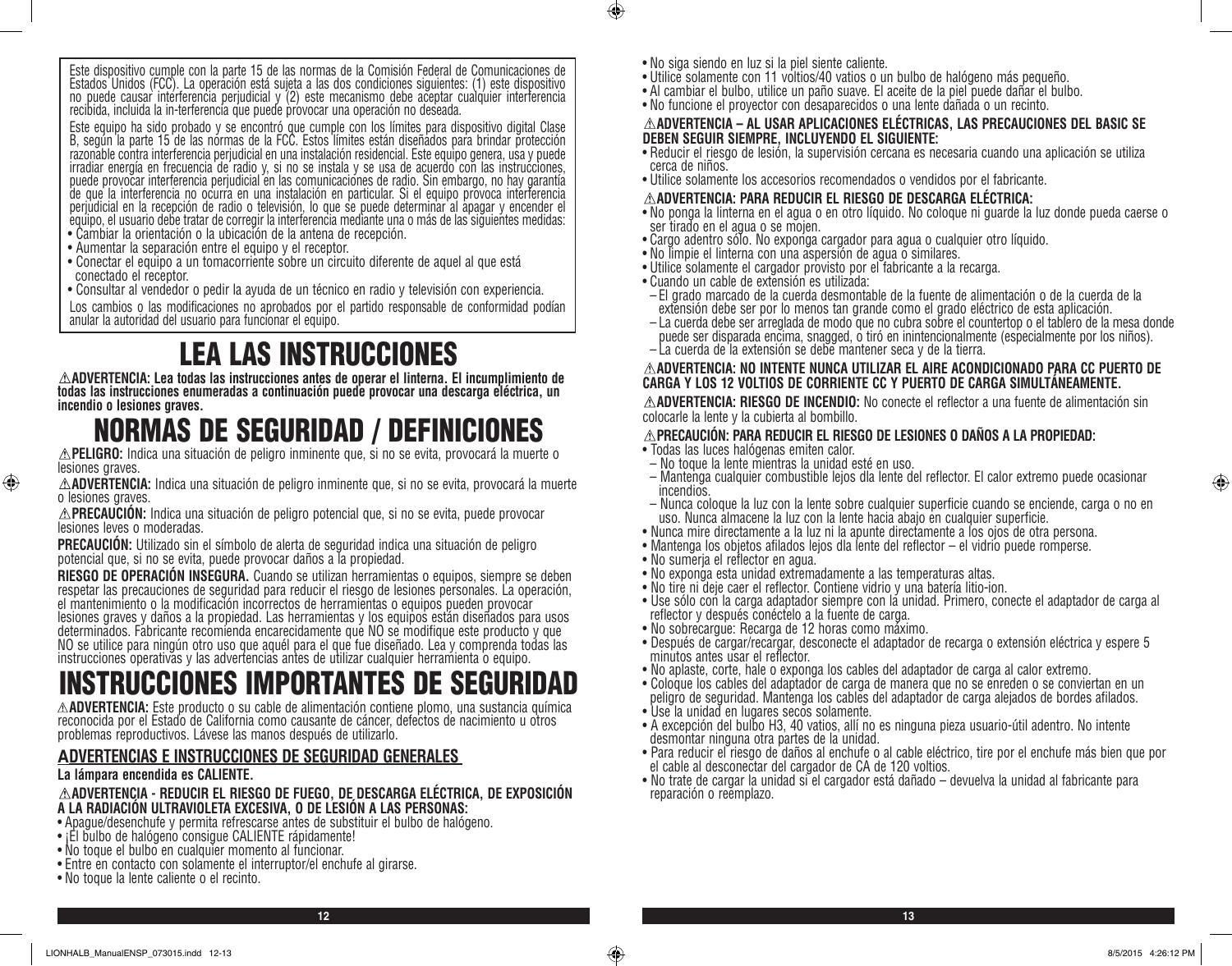Este dispositivo cumple con la parte 15 de las normas de la Comisión Federal de Comunicaciones de Estados Unidos (FCC). La operación está sujeta a las dos condiciones siguientes: (1) este dispositivo no puede causar interferencia perjudicial y (2) este mecanismo debe aceptar cualquier interferencia recibida, incluida la in-terferencia que puede provocar una operación no deseada.

Este equipo ha sido probado y se encontró que cumple con los límites para dispositivo digital Clase B, según la parte 15 de las normas de la FCC. Estos límites están diseñados para brindar protección razonable contra interferencia perjudicial en una instalación residencial. Este equipo genera, usa y puede irradiar energía en frecuencia de radio y, si no se instala y se usa de acuerdo con las instrucciones, puede provocar interferencia perjudicial en las comunicaciones de radio. Sin embargo, no hay garantía de que la interferencia no ocurra en una instalación en particular. Si el equipo provoca interferencia perjudicial en la recepción de radio o televisión, lo que se puede determinar al apagar y encender el equipo, el usuario debe tratar de corregir la interferencia mediante una o más de las siguientes medidas:

- Cambiar la orientación o la ubicación de la antena de recepción.
- Aumentar la separación entre el equipo y el receptor.
- Conectar el equipo a un tomacorriente sobre un circuito diferente de aquel al que está conectado el receptor.
- Consultar al vendedor o pedir la ayuda de un técnico en radio y televisión con experiencia.

Los cambios o las modificaciones no aprobados por el partido responsable de conformidad podían anular la autoridad del usuario para funcionar el equipo.

# LEA LAS INSTRUCCIONES

**⚠ADVERTENCIA: Lea todas las instrucciones antes de operar el linterna. El incumplimiento de todas las instrucciones enumeradas a continuación puede provocar una descarga eléctrica, un incendio o lesiones graves.**

# NORMAS DE SEGURIDAD / DEFINICIONES

**⚠PELIGRO:** Indica una situación de peligro inminente que, si no se evita, provocará la muerte o lesiones graves.

**⚠ADVERTENCIA:** Indica una situación de peligro inminente que, si no se evita, provocará la muerte o lesiones graves.

**⚠PRECAUCIÓN:** Indica una situación de peligro potencial que, si no se evita, puede provocar lesiones leves o moderadas.

**PRECAUCIÓN:** Utilizado sin el símbolo de alerta de seguridad indica una situación de peligro potencial que, si no se evita, puede provocar daños a la propiedad.

**RIESGO DE OPERACIÓN INSEGURA.** Cuando se utilizan herramientas o equipos, siempre se deben respetar las precauciones de seguridad para reducir el riesgo de lesiones personales. La operación, el mantenimiento o la modificación incorrectos de herramientas o equipos pueden provocar lesiones graves y daños a la propiedad. Las herramientas y los equipos están diseñados para usos determinados. Fabricante recomienda encarecidamente que NO se modifique este producto y que NO se utilice para ningún otro uso que aquél para el que fue diseñado. Lea y comprenda todas las instrucciones operativas y las advertencias antes de utilizar cualquier herramienta o equipo.

# INSTRUCCIONES IMPORTANTES DE SEGURIDAD

**⚠ADVERTENCIA:** Este producto o su cable de alimentación contiene plomo, una sustancia química reconocida por el Estado de California como causante de cáncer, defectos de nacimiento u otros problemas reproductivos. Lávese las manos después de utilizarlo.

## ADVERTENCIAS E INSTRUCCIONES DE SEGURIDAD GENERALES

**La lámpara encendida es CALIENTE.**

**⚠ADVERTENCIA - REDUCIR EL RIESGO DE FUEGO, DE DESCARGA ELÉCTRICA, DE EXPOSICIÓN A LA RADIACIÓN ULTRAVIOLETA EXCESIVA, O DE LESIÓN A LAS PERSONAS:**

- Apague/desenchufe y permita refrescarse antes de substituir el bulbo de halógeno.
- ¡El bulbo de halógeno consigue CALIENTE rápidamente!
- No toque el bulbo en cualquier momento al funcionar.
- Entre en contacto con solamente el interruptor/el enchufe al girarse.
- No toque la lente caliente o el recinto.
- No siga siendo en luz si la piel siente caliente.
- Utilice solamente con 11 voltios/40 vatios o un bulbo de halógeno más pequeño.
- Al cambiar el bulbo, utilice un paño suave. El aceite de la piel puede dañar el bulbo.
- No funcione el proyector con desaparecidos o una lente dañada o un recinto.

**⚠ADVERTENCIA – AL USAR APLICACIONES ELÉCTRICAS, LAS PRECAUCIONES DEL BASIC SE DEBEN SEGUIR SIEMPRE, INCLUYENDO EL SIGUIENTE:**

- Reducir el riesgo de lesión, la supervisión cercana es necesaria cuando una aplicación se utiliza cerca de niños.
- Utilice solamente los accesorios recomendados o vendidos por el fabricante.

**⚠ADVERTENCIA: PARA REDUCIR EL RIESGO DE DESCARGA ELÉCTRICA:**

- No ponga la linterna en el agua o en otro líquido. No coloque ni guarde la luz donde pueda caerse o ser tirado en el agua o se mojen.
- Cargo adentro sólo. No exponga cargador para agua o cualquier otro líquido.
- No limpie el linterna con una aspersión de agua o similares.
- Utilice solamente el cargador provisto por el fabricante a la recarga.
- Cuando un cable de extensión es utilizada:
  - El grado marcado de la cuerda desmontable de la fuente de alimentación o de la cuerda de la extensión debe ser por lo menos tan grande como el grado eléctrico de esta aplicación.
  - La cuerda debe ser arreglada de modo que no cubra sobre el countertop o el tablero de la mesa donde puede ser disparada encima, snagged, o tiró en inintencionalmente (especialmente por los niños).
  - La cuerda de la extensión se debe mantener seca y de la tierra.

**⚠ADVERTENCIA: NO INTENTE NUNCA UTILIZAR EL AIRE ACONDICIONADO PARA CC PUERTO DE CARGA Y LOS 12 VOLTIOS DE CORRIENTE CC Y PUERTO DE CARGA SIMULTÁNEAMENTE.**

**⚠ADVERTENCIA: RIESGO DE INCENDIO:** No conecte el reflector a una fuente de alimentación sin colocarle la lente y la cubierta al bombillo.

**⚠PRECAUCIÓN: PARA REDUCIR EL RIESGO DE LESIONES O DAÑOS A LA PROPIEDAD:**

- Todas las luces halógenas emiten calor.
  - No toque la lente mientras la unidad esté en uso.
  - Mantenga cualquier combustible lejos dla lente del reflector. El calor extremo puede ocasionar incendios.
  - Nunca coloque la luz con la lente sobre cualquier superficie cuando se enciende, carga o no en uso. Nunca almacene la luz con la lente hacia abajo en cualquier superficie.
- Nunca mire directamente a la luz ni la apunte directamente a los ojos de otra persona.
- Mantenga los objetos afilados lejos dla lente del reflector – el vidrio puede romperse.
- No sumerja el reflector en agua.
- No exponga esta unidad extremadamente a las temperaturas altas.
- No tire ni deje caer el reflector. Contiene vidrio y una batería litio-ion.
- Use sólo con la carga adaptador siempre con la unidad. Primero, conecte el adaptador de carga al reflector y después conéctelo a la fuente de carga.
- No sobrecargue: Recarga de 12 horas como máximo.
- Después de cargar/recargar, desconecte el adaptador de recarga o extensión eléctrica y espere 5 minutos antes usar el reflector.
- No aplaste, corte, hale o exponga los cables del adaptador de carga al calor extremo.
- Coloque los cables del adaptador de carga de manera que no se enreden o se conviertan en un peligro de seguridad. Mantenga los cables del adaptador de carga alejados de bordes afilados.
- Use la unidad en lugares secos solamente.
- A excepción del bulbo H3, 40 vatios, allí no es ninguna pieza usuario-útil adentro. No intente desmontar ninguna otra partes de la unidad.
- Para reducir el riesgo de daños al enchufe o al cable eléctrico, tire por el enchufe más bien que por el cable al desconectar del cargador de CA de 120 voltios.
- No trate de cargar la unidad si el cargador está dañado – devuelva la unidad al fabricante para reparación o reemplazo.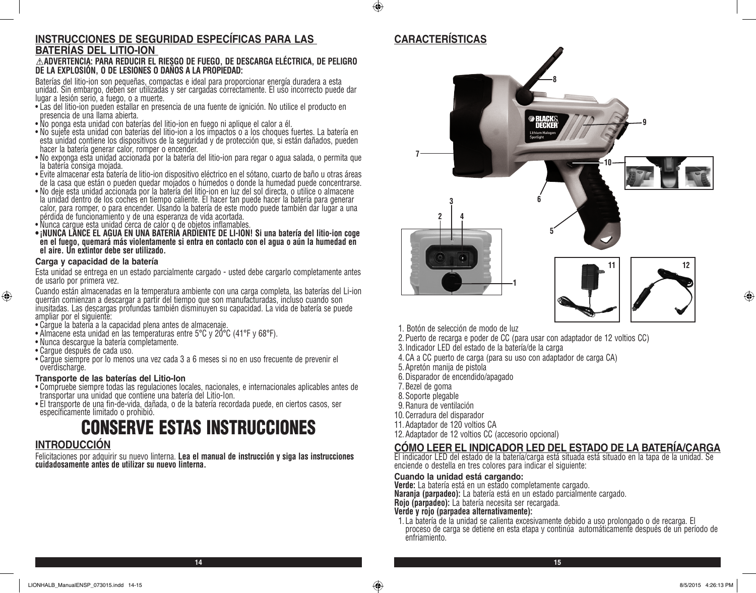## INSTRUCCIONES DE SEGURIDAD ESPECÍFICAS PARA LAS BATERÍAS DEL LITIO-ION

**⚠ADVERTENCIA: PARA REDUCIR EL RIESGO DE FUEGO, DE DESCARGA ELÉCTRICA, DE PELIGRO DE LA EXPLOSIÓN, O DE LESIONES O DAÑOS A LA PROPIEDAD:**

Baterías del litio-ion son pequeñas, compactas e ideal para proporcionar energía duradera a esta unidad. Sin embargo, deben ser utilizadas y ser cargadas correctamente. El uso incorrecto puede dar lugar a lesión serio, a fuego, o a muerte.

- Las del litio-ion pueden estallar en presencia de una fuente de ignición. No utilice el producto en presencia de una llama abierta.
- No ponga esta unidad con baterías del litio-ion en fuego ni aplique el calor a él.
- No sujete esta unidad con baterías del litio-ion a los impactos o a los choques fuertes. La batería en esta unidad contiene los dispositivos de la seguridad y de protección que, si están dañados, pueden hacer la batería generar calor, romper o encender.
- No exponga esta unidad accionada por la batería del litio-ion para regar o agua salada, o permita que la batería consiga mojada.
- Evite almacenar esta batería de litio-ion dispositivo eléctrico en el sótano, cuarto de baño u otras áreas de la casa que están o pueden quedar mojados o húmedos o donde la humedad puede concentrarse.
- No deje esta unidad accionada por la batería del litio-ion en luz del sol directa, o utilice o almacene la unidad dentro de los coches en tiempo caliente. El hacer tan puede hacer la batería para generar calor, para romper, o para encender. Usando la batería de este modo puede también dar lugar a una pérdida de funcionamiento y de una esperanza de vida acortada.
- Nunca cargue esta unidad cerca de calor o de objetos inflamables.
- **¡NUNCA LANCE EL AGUA EN UNA BATERÍA ARDIENTE DE LI-ION! Si una batería del litio-ion coge en el fuego, quemará más violentamente si entra en contacto con el agua o aún la humedad en el aire. Un extintor debe ser utilizado.**

### Carga y capacidad de la batería

Esta unidad se entrega en un estado parcialmente cargado - usted debe cargarlo completamente antes de usarlo por primera vez.

Cuando están almacenadas en la temperatura ambiente con una carga completa, las baterías del Li-ion querrán comienzan a descargar a partir del tiempo que son manufacturadas, incluso cuando son inusitadas. Las descargas profundas también disminuyen su capacidad. La vida de batería se puede ampliar por el siguiente:

- Cargue la batería a la capacidad plena antes de almacenaje.
- Almacene esta unidad en las temperaturas entre 5°C y 20°C (41°F y 68°F).
- Nunca descargue la batería completamente.
- Cargue después de cada uso.
- Cargue siempre por lo menos una vez cada 3 a 6 meses si no en uso frecuente de prevenir el overdischarge.

### Transporte de las baterías del Litio-Ion

- Compruebe siempre todas las regulaciones locales, nacionales, e internacionales aplicables antes de transportar una unidad que contiene una batería del Litio-Ion.
- El transporte de una fin-de-vida, dañada, o de la batería recordada puede, en ciertos casos, ser específicamente limitado o prohibió.

# CONSERVE ESTAS INSTRUCCIONES

## INTRODUCCIÓN

Felicitaciones por adquirir su nuevo linterna. **Lea el manual de instrucción y siga las instrucciones cuidadosamente antes de utilizar su nuevo linterna.**

## CARACTERÍSTICAS

1. Botón de selección de modo de luz
2. Puerto de recarga e poder de CC (para usar con adaptador de 12 voltios CC)
3. Indicador LED del estado de la batería/de la carga
4. CA a CC puerto de carga (para su uso con adaptador de carga CA)
5. Apretón manija de pistola
6. Disparador de encendido/apagado
7. Bezel de goma
8. Soporte plegable
9. Ranura de ventilación
10. Cerradura del disparador
11. Adaptador de 120 voltios CA
12. Adaptador de 12 voltios CC (accesorio opcional)

## CÓMO LEER EL INDICADOR LED DEL ESTADO DE LA BATERÍA/CARGA

El indicador LED del estado de la batería/carga está situado está situado en la tapa de la unidad. Se enciende o destella en tres colores para indicar el siguiente:

### Cuando la unidad está cargando:

**Verde:** La batería está en un estado completamente cargado.
**Naranja (parpadeo):** La batería está en un estado parcialmente cargado.
**Rojo (parpadeo):** La batería necesita ser recargada.
**Verde y rojo (parpadea alternativamente):**

1. La batería de la unidad se calienta excesivamente debido a uso prolongado o de recarga. El proceso de carga se detiene en esta etapa y continúa automáticamente después de un período de enfriamiento.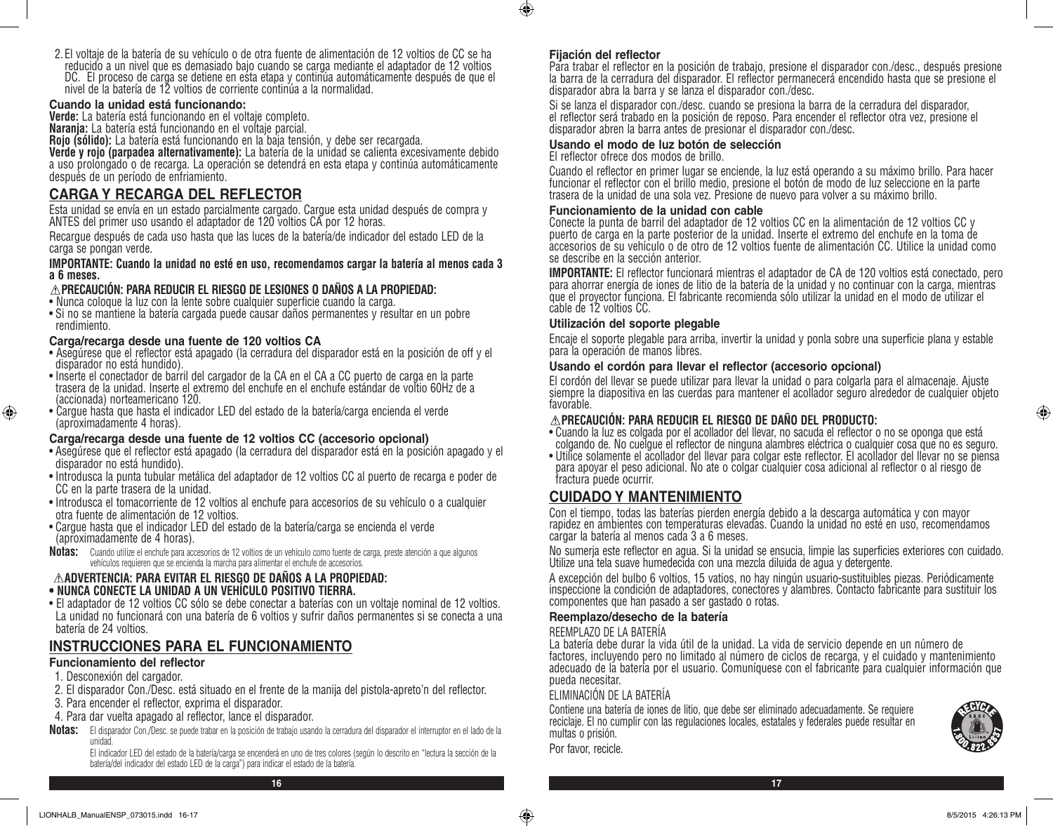2. El voltaje de la batería de su vehículo o de otra fuente de alimentación de 12 voltios de CC se ha reducido a un nivel que es demasiado bajo cuando se carga mediante el adaptador de 12 voltios DC. El proceso de carga se detiene en esta etapa y continúa automáticamente después de que el nivel de la batería de 12 voltios de corriente continúa a la normalidad.

**Cuando la unidad está funcionando:**

**Verde:** La batería está funcionando en el voltaje completo.
**Naranja:** La batería está funcionando en el voltaje parcial.
**Rojo (sólido):** La batería está funcionando en la baja tensión, y debe ser recargada.
**Verde y rojo (parpadea alternativamente):** La batería de la unidad se calienta excesivamente debido a uso prolongado o de recarga. La operación se detendrá en esta etapa y continúa automáticamente después de un período de enfriamiento.

## CARGA Y RECARGA DEL REFLECTOR

Esta unidad se envía en un estado parcialmente cargado. Cargue esta unidad después de compra y ANTES del primer uso usando el adaptador de 120 voltios CA por 12 horas.

Recargue después de cada uso hasta que las luces de la batería/de indicador del estado LED de la carga se pongan verde.

**IMPORTANTE: Cuando la unidad no esté en uso, recomendamos cargar la batería al menos cada 3 a 6 meses.**

**⚠PRECAUCIÓN: PARA REDUCIR EL RIESGO DE LESIONES O DAÑOS A LA PROPIEDAD:**

- Nunca coloque la luz con la lente sobre cualquier superficie cuando la carga.
- Si no se mantiene la batería cargada puede causar daños permanentes y resultar en un pobre rendimiento.

### Carga/recarga desde una fuente de 120 voltios CA

- Asegúrese que el reflector está apagado (la cerradura del disparador está en la posición de off y el disparador no está hundido).
- Inserte el conectador de barril del cargador de la CA en el CA a CC puerto de carga en la parte trasera de la unidad. Inserte el extremo del enchufe en el enchufe estándar de voltio 60Hz de a (accionada) norteamericano 120.
- Cargue hasta que hasta el indicador LED del estado de la batería/carga encienda el verde (aproximadamente 4 horas).

### Carga/recarga desde una fuente de 12 voltios CC (accesorio opcional)

- Asegúrese que el reflector está apagado (la cerradura del disparador está en la posición apagado y el disparador no está hundido).
- Introdusca la punta tubular metálica del adaptador de 12 voltios CC al puerto de recarga e poder de CC en la parte trasera de la unidad.
- Introdusca el tomacorriente de 12 voltios al enchufe para accesorios de su vehículo o a cualquier otra fuente de alimentación de 12 voltios.
- Cargue hasta que el indicador LED del estado de la batería/carga se encienda el verde (aproximadamente de 4 horas).

**Notas:** Cuando utilize el enchufe para accesorios de 12 voltios de un vehículo como fuente de carga, preste atención a que algunos vehículos requieren que se encienda la marcha para alimentar el enchufe de accesorios.

**⚠ADVERTENCIA: PARA EVITAR EL RIESGO DE DAÑOS A LA PROPIEDAD:**

- **NUNCA CONECTE LA UNIDAD A UN VEHÍCULO POSITIVO TIERRA.**
- El adaptador de 12 voltios CC sólo se debe conectar a baterías con un voltaje nominal de 12 voltios. La unidad no funcionará con una batería de 6 voltios y sufrir daños permanentes si se conecta a una batería de 24 voltios.

## INSTRUCCIONES PARA EL FUNCIONAMIENTO

### Funcionamiento del reflector

1. Desconexión del cargador.
2. El disparador Con./Desc. está situado en el frente de la manija del pistola-apreto'n del reflector.
3. Para encender el reflector, exprima el disparador.
4. Para dar vuelta apagado al reflector, lance el disparador.

**Notas:** El disparador Con./Desc. se puede trabar en la posición de trabajo usando la cerradura del disparador el interruptor en el lado de la unidad.

El indicador LED del estado de la batería/carga se encenderá en uno de tres colores (según lo descrito en "lectura la sección de la batería/del indicador del estado LED de la carga") para indicar el estado de la batería.

### Fijación del reflector

Para trabar el reflector en la posición de trabajo, presione el disparador con./desc., después presione la barra de la cerradura del disparador. El reflector permanecerá encendido hasta que se presione el disparador abra la barra y se lanza el disparador con./desc.

Si se lanza el disparador con./desc. cuando se presiona la barra de la cerradura del disparador, el reflector será trabado en la posición de reposo. Para encender el reflector otra vez, presione el disparador abren la barra antes de presionar el disparador con./desc.

### Usando el modo de luz botón de selección

El reflector ofrece dos modos de brillo.

Cuando el reflector en primer lugar se enciende, la luz está operando a su máximo brillo. Para hacer funcionar el reflector con el brillo medio, presione el botón de modo de luz seleccione en la parte trasera de la unidad de una sola vez. Presione de nuevo para volver a su máximo brillo.

### Funcionamiento de la unidad con cable

Conecte la punta de barril del adaptador de 12 voltios CC en la alimentación de 12 voltios CC y puerto de carga en la parte posterior de la unidad. Inserte el extremo del enchufe en la toma de accesorios de su vehículo o de otro de 12 voltios fuente de alimentación CC. Utilice la unidad como se describe en la sección anterior.

**IMPORTANTE:** El reflector funcionará mientras el adaptador de CA de 120 voltios está conectado, pero para ahorrar energía de iones de litio de la batería de la unidad y no continuar con la carga, mientras que el proyector funciona. El fabricante recomienda sólo utilizar la unidad en el modo de utilizar el cable de 12 voltios CC.

### Utilización del soporte plegable

Encaje el soporte plegable para arriba, invertir la unidad y ponla sobre una superficie plana y estable para la operación de manos libres.

### Usando el cordón para llevar el reflector (accesorio opcional)

El cordón del llevar se puede utilizar para llevar la unidad o para colgarla para el almacenaje. Ajuste siempre la diapositiva en las cuerdas para mantener el acollador seguro alrededor de cualquier objeto favorable.

**⚠PRECAUCIÓN: PARA REDUCIR EL RIESGO DE DAÑO DEL PRODUCTO:**

- Cuando la luz es colgada por el acollador del llevar, no sacuda el reflector o no se oponga que está colgando de. No cuelgue el reflector de ninguna alambres eléctrica o cualquier cosa que no es seguro.
- Utilice solamente el acollador del llevar para colgar este reflector. El acollador del llevar no se piensa para apoyar el peso adicional. No ate o colgar cualquier cosa adicional al reflector o al riesgo de fractura puede ocurrir.

## CUIDADO Y MANTENIMIENTO

Con el tiempo, todas las baterías pierden energía debido a la descarga automática y con mayor rapidez en ambientes con temperaturas elevadas. Cuando la unidad no esté en uso, recomendamos cargar la batería al menos cada 3 a 6 meses.

No sumerja este reflector en agua. Si la unidad se ensucia, limpie las superficies exteriores con cuidado. Utilize una tela suave humedecida con una mezcla diluida de agua y detergente.

A excepción del bulbo 6 voltios, 15 vatios, no hay ningún usuario-sustituibles piezas. Periódicamente inspeccione la condición de adaptadores, conectores y alambres. Contacto fabricante para sustituir los componentes que han pasado a ser gastado o rotas.

### Reemplazo/desecho de la batería

REEMPLAZO DE LA BATERÍA

La batería debe durar la vida útil de la unidad. La vida de servicio depende en un número de factores, incluyendo pero no limitado al número de ciclos de recarga, y el cuidado y mantenimiento adecuado de la batería por el usuario. Comuníquese con el fabricante para cualquier información que pueda necesitar.

ELIMINACIÓN DE LA BATERÍA

Contiene una batería de iones de litio, que debe ser eliminado adecuadamente. Se requiere reciclaje. El no cumplir con las regulaciones locales, estatales y federales puede resultar en multas o prisión.

Por favor, recicle.

RECYCLE Li-ion 1.800.822.8837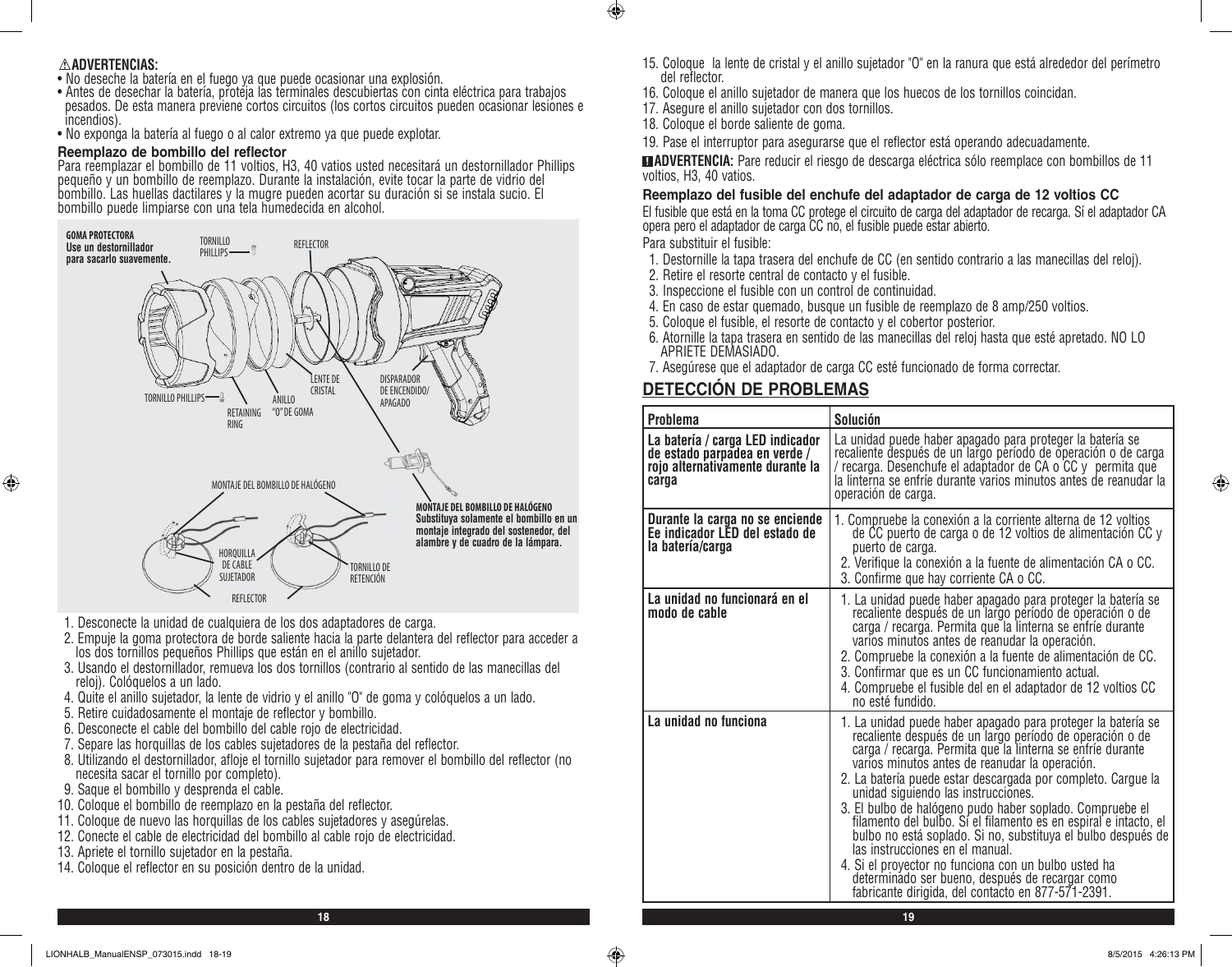**⚠ADVERTENCIAS:**

- No deseche la batería en el fuego ya que puede ocasionar una explosión.
- Antes de desechar la batería, proteja las terminales descubiertas con cinta eléctrica para trabajos pesados. De esta manera previene cortos circuitos (los cortos circuitos pueden ocasionar lesiones e incendios).
- No exponga la batería al fuego o al calor extremo ya que puede explotar.

### Reemplazo de bombillo del reflector

Para reemplazar el bombillo de 11 voltios, H3, 40 vatios usted necesitará un destornillador Phillips pequeño y un bombillo de reemplazo. Durante la instalación, evite tocar la parte de vidrio del bombillo. Las huellas dactilares y la mugre pueden acortar su duración si se instala sucio. El bombillo puede limpiarse con una tela humedecida en alcohol.

**GOMA PROTECTORA Use un destornillador para sacarlo suavemente.**

TORNILLO PHILLIPS

REFLECTOR

LENTE DE CRISTAL

DISPARADOR DE ENCENDIDO/ APAGADO

TORNILLO PHILLIPS

ANILLO "O" DE GOMA

RETAINING RING

MONTAJE DEL BOMBILLO DE HALÓGENO

**MONTAJE DEL BOMBILLO DE HALÓGENO Substituya solamente el bombillo en un montaje integrado del sostenedor, del alambre y de cuadro de la lámpara.**

HORQUILLA DE CABLE SUJETADOR

TORNILLO DE RETENCIÓN

REFLECTOR

1. Desconecte la unidad de cualquiera de los dos adaptadores de carga.
2. Empuje la goma protectora de borde saliente hacia la parte delantera del reflector para acceder a los dos tornillos pequeños Phillips que están en el anillo sujetador.
3. Usando el destornillador, remueva los dos tornillos (contrario al sentido de las manecillas del reloj). Colóquelos a un lado.
4. Quite el anillo sujetador, la lente de vidrio y el anillo "O" de goma y colóquelos a un lado.
5. Retire cuidadosamente el montaje de reflector y bombillo.
6. Desconecte el cable del bombillo del cable rojo de electricidad.
7. Separe las horquillas de los cables sujetadores de la pestaña del reflector.
8. Utilizando el destornillador, afloje el tornillo sujetador para remover el bombillo del reflector (no necesita sacar el tornillo por completo).
9. Saque el bombillo y desprenda el cable.
10. Coloque el bombillo de reemplazo en la pestaña del reflector.
11. Coloque de nuevo las horquillas de los cables sujetadores y asegúrelas.
12. Conecte el cable de electricidad del bombillo al cable rojo de electricidad.
13. Apriete el tornillo sujetador en la pestaña.
14. Coloque el reflector en su posición dentro de la unidad.
15. Coloque la lente de cristal y el anillo sujetador "O" en la ranura que está alrededor del perímetro del reflector.
16. Coloque el anillo sujetador de manera que los huecos de los tornillos coincidan.
17. Asegure el anillo sujetador con dos tornillos.
18. Coloque el borde saliente de goma.
19. Pase el interruptor para asegurarse que el reflector está operando adecuadamente.

**ADVERTENCIA:** Pare reducir el riesgo de descarga eléctrica sólo reemplace con bombillos de 11 voltios, H3, 40 vatios.

### Reemplazo del fusible del enchufe del adaptador de carga de 12 voltios CC

El fusible que está en la toma CC protege el circuito de carga del adaptador de recarga. Sí el adaptador CA opera pero el adaptador de carga CC no, el fusible puede estar abierto.

Para substituir el fusible:

1. Destornille la tapa trasera del enchufe de CC (en sentido contrario a las manecillas del reloj).
2. Retire el resorte central de contacto y el fusible.
3. Inspeccione el fusible con un control de continuidad.
4. En caso de estar quemado, busque un fusible de reemplazo de 8 amp/250 voltios.
5. Coloque el fusible, el resorte de contacto y el cobertor posterior.
6. Atornille la tapa trasera en sentido de las manecillas del reloj hasta que esté apretado. NO LO APRIETE DEMASIADO.
7. Asegúrese que el adaptador de carga CC esté funcionado de forma correctar.

## DETECCIÓN DE PROBLEMAS

| Problema | Solución |
|---|---|
| **La batería / carga LED indicador de estado parpadea en verde / rojo alternativamente durante la carga** | La unidad puede haber apagado para proteger la batería se recaliente después de un largo período de operación o de carga / recarga. Desenchufe el adaptador de CA o CC y permita que la linterna se enfríe durante varios minutos antes de reanudar la operación de carga. |
| **Durante la carga no se enciende Ee indicador LED del estado de la batería/carga** | 1. Compruebe la conexión a la corriente alterna de 12 voltios de CC puerto de carga o de 12 voltios de alimentación CC y puerto de carga. 2. Verifique la conexión a la fuente de alimentación CA o CC. 3. Confirme que hay corriente CA o CC. |
| **La unidad no funcionará en el modo de cable** | 1. La unidad puede haber apagado para proteger la batería se recaliente después de un largo período de operación o de carga / recarga. Permita que la linterna se enfríe durante varios minutos antes de reanudar la operación. 2. Compruebe la conexión a la fuente de alimentación de CC. 3. Confirmar que es un CC funcionamiento actual. 4. Compruebe el fusible del en el adaptador de 12 voltios CC no esté fundido. |
| **La unidad no funciona** | 1. La unidad puede haber apagado para proteger la batería se recaliente después de un largo período de operación o de carga / recarga. Permita que la linterna se enfríe durante varios minutos antes de reanudar la operación. 2. La batería puede estar descargada por completo. Cargue la unidad siguiendo las instrucciones. 3. El bulbo de halógeno pudo haber soplado. Compruebe el filamento del bulbo. Sí el filamento es en espiral e intacto, el bulbo no está soplado. Si no, substituya el bulbo después de las instrucciones en el manual. 4. Si el proyector no funciona con un bulbo usted ha determinado ser bueno, después de recargar como fabricante dirigida, del contacto en 877-571-2391. |